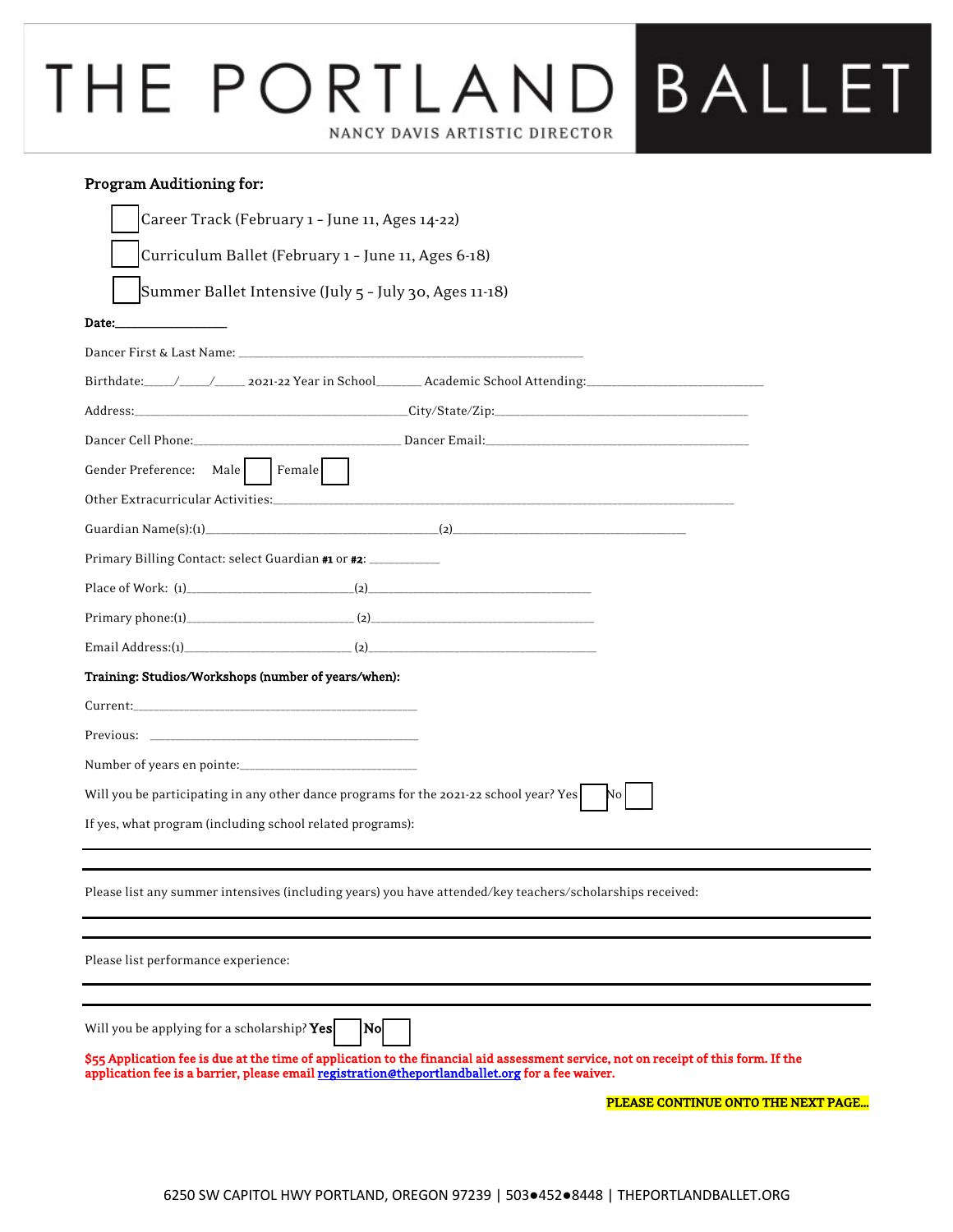# THE PORTLAND BALLET

NANCY DAVIS ARTISTIC DIRECTOR

**Program Auditioning for:**

- ☐ Career Track (February 1 - June 11, Ages 14-22)
- ☐ Curriculum Ballet (February 1 - June 11, Ages 6-18)
- ☐ Summer Ballet Intensive (July 5 - July 30, Ages 11-18)

**Date:**_______________

Dancer First & Last Name: ___________________________________________________

Birthdate:____/____/____ 2021-22 Year in School_______ Academic School Attending:_________________________

Address:_______________________________________City/State/Zip:____________________________________

Dancer Cell Phone:____________________________ Dancer Email:_____________________________________

Gender Preference: Male ☐ Female ☐

Other Extracurricular Activities:__________________________________________________________________

Guardian Name(s):(1)_________________________________(2)__________________________________

Primary Billing Contact: select Guardian **#1** or **#2**: __________

Place of Work: (1)________________________(2)_________________________________

Primary phone:(1)________________________ (2)_________________________________

Email Address:(1)________________________ (2)_________________________________

**Training: Studios/Workshops (number of years/when):**

Current:___________________________________________

Previous: __________________________________________

Number of years en pointe:__________________________

Will you be participating in any other dance programs for the 2021-22 school year? Yes ☐ No ☐

If yes, what program (including school related programs):

---

Please list any summer intensives (including years) you have attended/key teachers/scholarships received:

---

Please list performance experience:

---

Will you be applying for a scholarship? **Yes** ☐ **No** ☐

**$55 Application fee is due at the time of application to the financial aid assessment service, not on receipt of this form. If the application fee is a barrier, please email registration@theportlandballet.org for a fee waiver.**

**PLEASE CONTINUE ONTO THE NEXT PAGE...**

6250 SW CAPITOL HWY PORTLAND, OREGON 97239 | 503●452●8448 | THEPORTLANDBALLET.ORG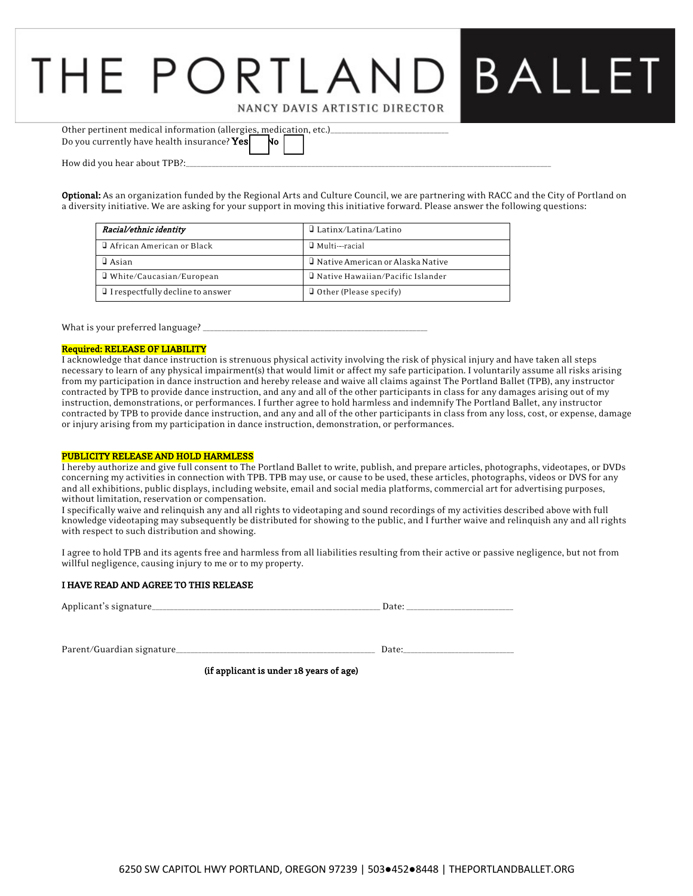# THE PORTLAND BALLET

NANCY DAVIS ARTISTIC DIRECTOR

Other pertinent medical information (allergies, medication, etc.)___________________________

Do you currently have health insurance? **Yes** ☐ **No** ☐

How did you hear about TPB?:_______________________________________________________________________________

**Optional:** As an organization funded by the Regional Arts and Culture Council, we are partnering with RACC and the City of Portland on a diversity initiative. We are asking for your support in moving this initiative forward. Please answer the following questions:

| *Racial/ethnic identity* | ❑ Latinx/Latina/Latino |
|---|---|
| ❑ African American or Black | ❑ Multi---racial |
| ❑ Asian | ❑ Native American or Alaska Native |
| ❑ White/Caucasian/European | ❑ Native Hawaiian/Pacific Islander |
| ❑ I respectfully decline to answer | ❑ Other (Please specify) |

What is your preferred language? ______________________________________________________

**Required: RELEASE OF LIABILITY**

I acknowledge that dance instruction is strenuous physical activity involving the risk of physical injury and have taken all steps necessary to learn of any physical impairment(s) that would limit or affect my safe participation. I voluntarily assume all risks arising from my participation in dance instruction and hereby release and waive all claims against The Portland Ballet (TPB), any instructor contracted by TPB to provide dance instruction, and any and all of the other participants in class for any damages arising out of my instruction, demonstrations, or performances. I further agree to hold harmless and indemnify The Portland Ballet, any instructor contracted by TPB to provide dance instruction, and any and all of the other participants in class from any loss, cost, or expense, damage or injury arising from my participation in dance instruction, demonstration, or performances.

**PUBLICITY RELEASE AND HOLD HARMLESS**

I hereby authorize and give full consent to The Portland Ballet to write, publish, and prepare articles, photographs, videotapes, or DVDs concerning my activities in connection with TPB. TPB may use, or cause to be used, these articles, photographs, videos or DVS for any and all exhibitions, public displays, including website, email and social media platforms, commercial art for advertising purposes, without limitation, reservation or compensation.

I specifically waive and relinquish any and all rights to videotaping and sound recordings of my activities described above with full knowledge videotaping may subsequently be distributed for showing to the public, and I further waive and relinquish any and all rights with respect to such distribution and showing.

I agree to hold TPB and its agents free and harmless from all liabilities resulting from their active or passive negligence, but not from willful negligence, causing injury to me or to my property.

**I HAVE READ AND AGREE TO THIS RELEASE**

Applicant's signature_____________________________________________________ Date: ________________________

Parent/Guardian signature______________________________________________ Date:_________________________

**(if applicant is under 18 years of age)**

6250 SW CAPITOL HWY PORTLAND, OREGON 97239 | 503●452●8448 | THEPORTLANDBALLET.ORG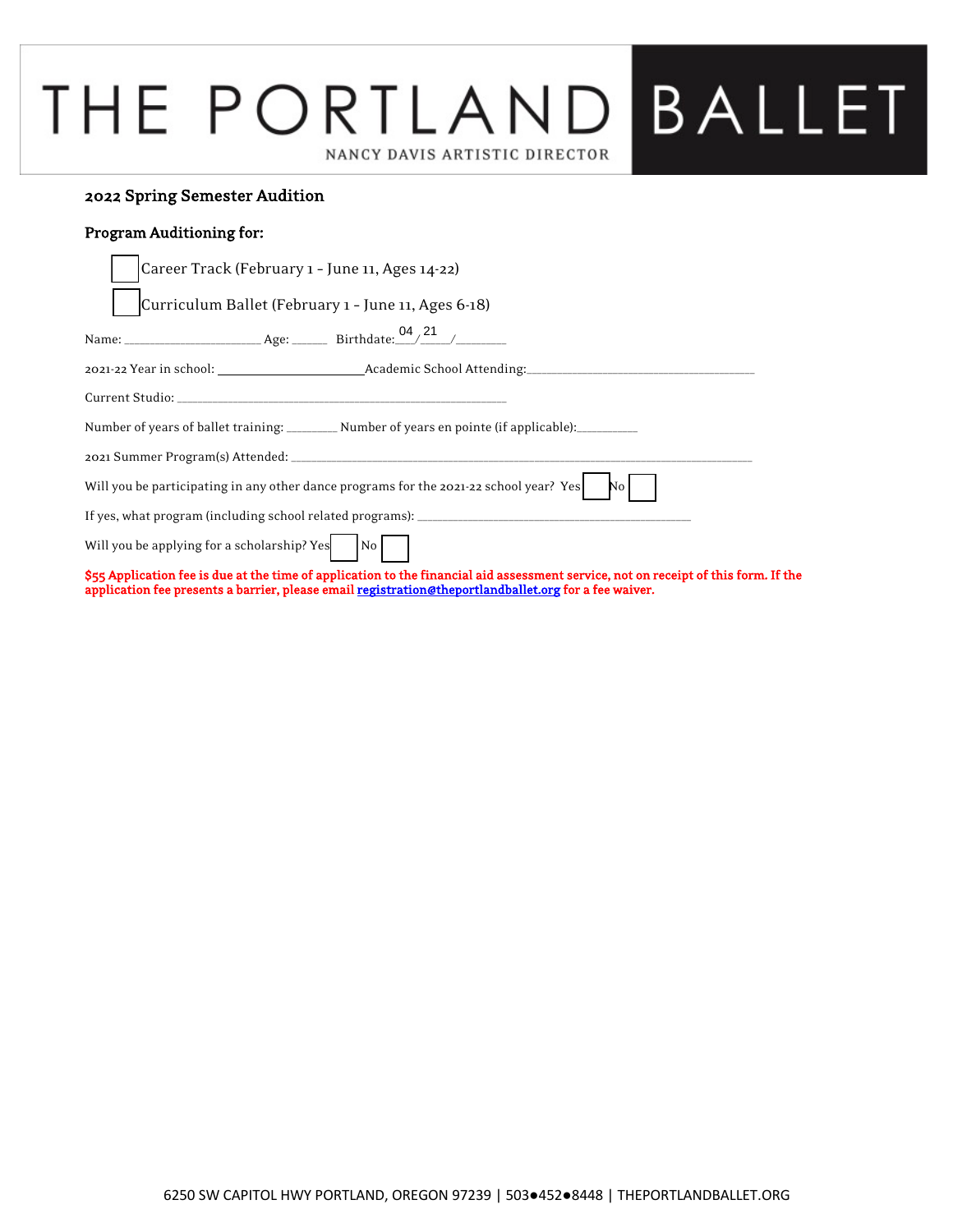# THE PORTLAND BALLET

NANCY DAVIS ARTISTIC DIRECTOR

## 2022 Spring Semester Audition

### Program Auditioning for:

☐ Career Track (February 1 - June 11, Ages 14-22)

☐ Curriculum Ballet (February 1 - June 11, Ages 6-18)

Name: ____________________ Age: _____ Birthdate: 04 / 21 / ________

2021-22 Year in school: ____________________ Academic School Attending: ________________________________

Current Studio: ________________________________________________

Number of years of ballet training: ________ Number of years en pointe (if applicable): _________

2021 Summer Program(s) Attended: ________________________________________________________________________

Will you be participating in any other dance programs for the 2021-22 school year? Yes ☐ No ☐

If yes, what program (including school related programs): ________________________________________

Will you be applying for a scholarship? Yes ☐ No ☐

**$55 Application fee is due at the time of application to the financial aid assessment service, not on receipt of this form. If the application fee presents a barrier, please email registration@theportlandballet.org for a fee waiver.**

6250 SW CAPITOL HWY PORTLAND, OREGON 97239 | 503●452●8448 | THEPORTLANDBALLET.ORG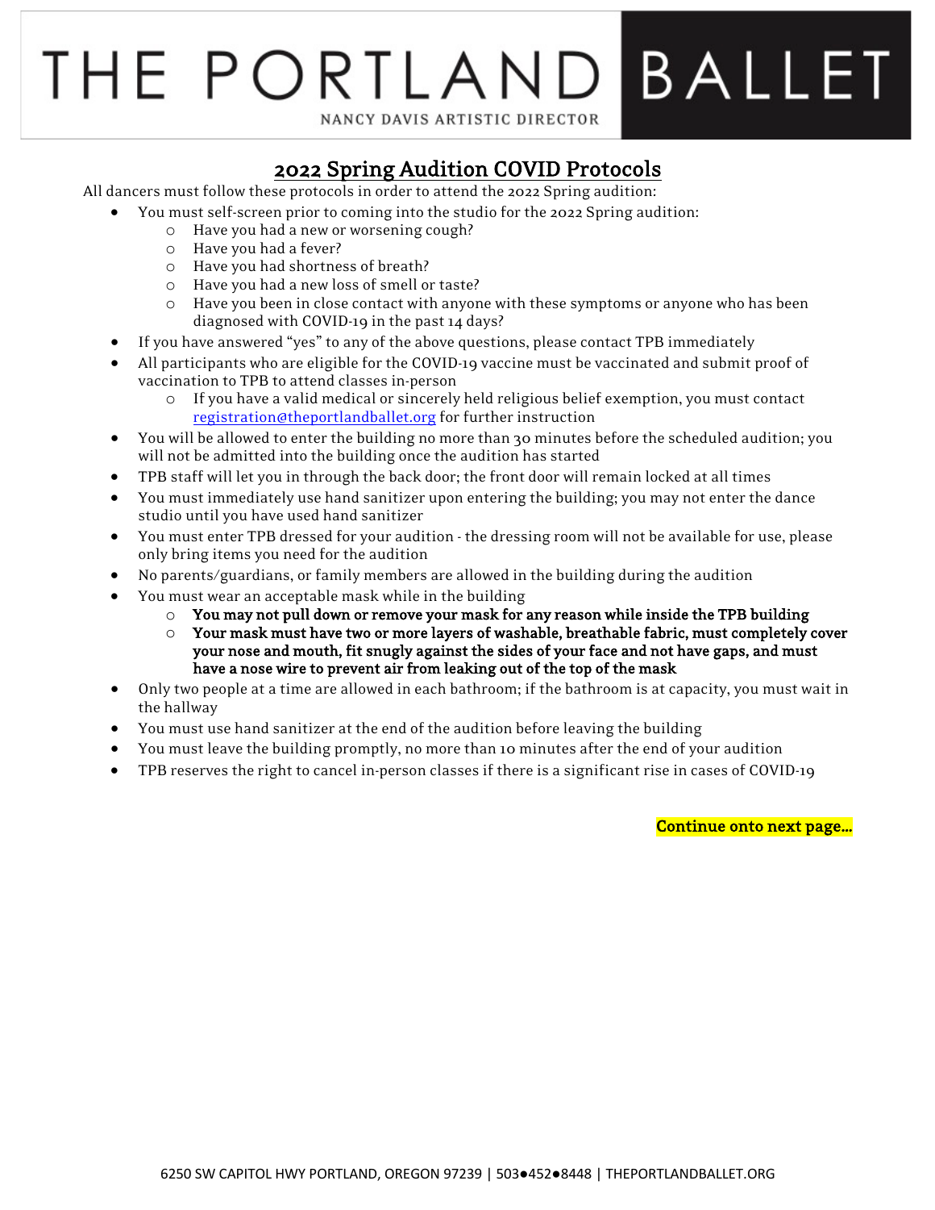# THE PORTLAND BALLET

NANCY DAVIS ARTISTIC DIRECTOR

## 2022 Spring Audition COVID Protocols

All dancers must follow these protocols in order to attend the 2022 Spring audition:

- You must self-screen prior to coming into the studio for the 2022 Spring audition:
  - Have you had a new or worsening cough?
  - Have you had a fever?
  - Have you had shortness of breath?
  - Have you had a new loss of smell or taste?
  - Have you been in close contact with anyone with these symptoms or anyone who has been diagnosed with COVID-19 in the past 14 days?
- If you have answered "yes" to any of the above questions, please contact TPB immediately
- All participants who are eligible for the COVID-19 vaccine must be vaccinated and submit proof of vaccination to TPB to attend classes in-person
  - If you have a valid medical or sincerely held religious belief exemption, you must contact registration@theportlandballet.org for further instruction
- You will be allowed to enter the building no more than 30 minutes before the scheduled audition; you will not be admitted into the building once the audition has started
- TPB staff will let you in through the back door; the front door will remain locked at all times
- You must immediately use hand sanitizer upon entering the building; you may not enter the dance studio until you have used hand sanitizer
- You must enter TPB dressed for your audition - the dressing room will not be available for use, please only bring items you need for the audition
- No parents/guardians, or family members are allowed in the building during the audition
- You must wear an acceptable mask while in the building
  - **You may not pull down or remove your mask for any reason while inside the TPB building**
  - **Your mask must have two or more layers of washable, breathable fabric, must completely cover your nose and mouth, fit snugly against the sides of your face and not have gaps, and must have a nose wire to prevent air from leaking out of the top of the mask**
- Only two people at a time are allowed in each bathroom; if the bathroom is at capacity, you must wait in the hallway
- You must use hand sanitizer at the end of the audition before leaving the building
- You must leave the building promptly, no more than 10 minutes after the end of your audition
- TPB reserves the right to cancel in-person classes if there is a significant rise in cases of COVID-19

**Continue onto next page…**

6250 SW CAPITOL HWY PORTLAND, OREGON 97239 | 503●452●8448 | THEPORTLANDBALLET.ORG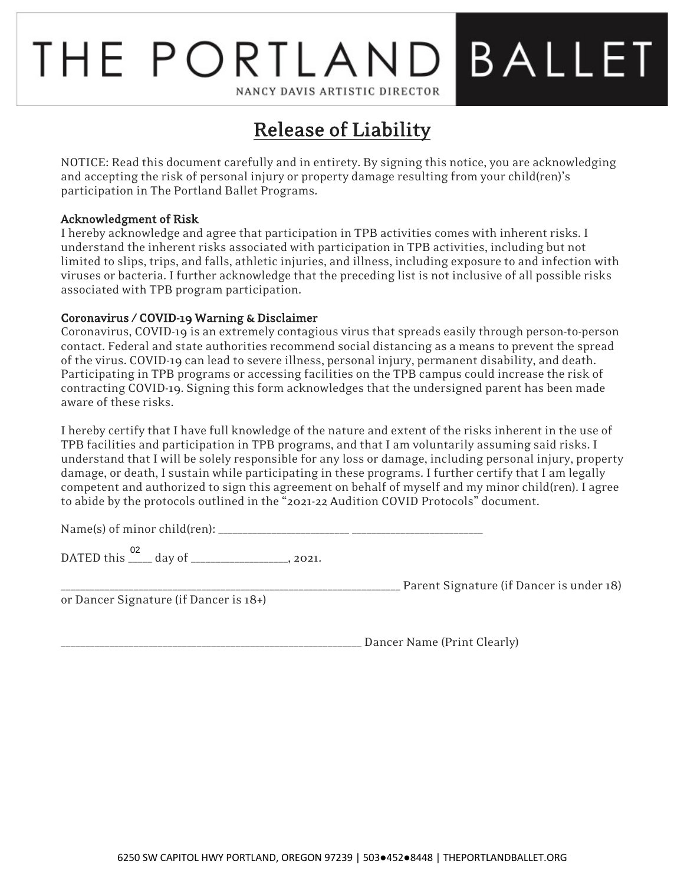# THE PORTLAND BALLET

NANCY DAVIS ARTISTIC DIRECTOR

## Release of Liability

NOTICE: Read this document carefully and in entirety. By signing this notice, you are acknowledging and accepting the risk of personal injury or property damage resulting from your child(ren)'s participation in The Portland Ballet Programs.

### Acknowledgment of Risk

I hereby acknowledge and agree that participation in TPB activities comes with inherent risks. I understand the inherent risks associated with participation in TPB activities, including but not limited to slips, trips, and falls, athletic injuries, and illness, including exposure to and infection with viruses or bacteria. I further acknowledge that the preceding list is not inclusive of all possible risks associated with TPB program participation.

### Coronavirus / COVID-19 Warning & Disclaimer

Coronavirus, COVID-19 is an extremely contagious virus that spreads easily through person-to-person contact. Federal and state authorities recommend social distancing as a means to prevent the spread of the virus. COVID-19 can lead to severe illness, personal injury, permanent disability, and death. Participating in TPB programs or accessing facilities on the TPB campus could increase the risk of contracting COVID-19. Signing this form acknowledges that the undersigned parent has been made aware of these risks.

I hereby certify that I have full knowledge of the nature and extent of the risks inherent in the use of TPB facilities and participation in TPB programs, and that I am voluntarily assuming said risks. I understand that I will be solely responsible for any loss or damage, including personal injury, property damage, or death, I sustain while participating in these programs. I further certify that I am legally competent and authorized to sign this agreement on behalf of myself and my minor child(ren). I agree to abide by the protocols outlined in the "2021-22 Audition COVID Protocols" document.

Name(s) of minor child(ren): ______________________ ______________________

DATED this 02 day of ________________, 2021.

____________________________________________________________ Parent Signature (if Dancer is under 18) or Dancer Signature (if Dancer is 18+)

____________________________________________________ Dancer Name (Print Clearly)

6250 SW CAPITOL HWY PORTLAND, OREGON 97239 | 503●452●8448 | THEPORTLANDBALLET.ORG